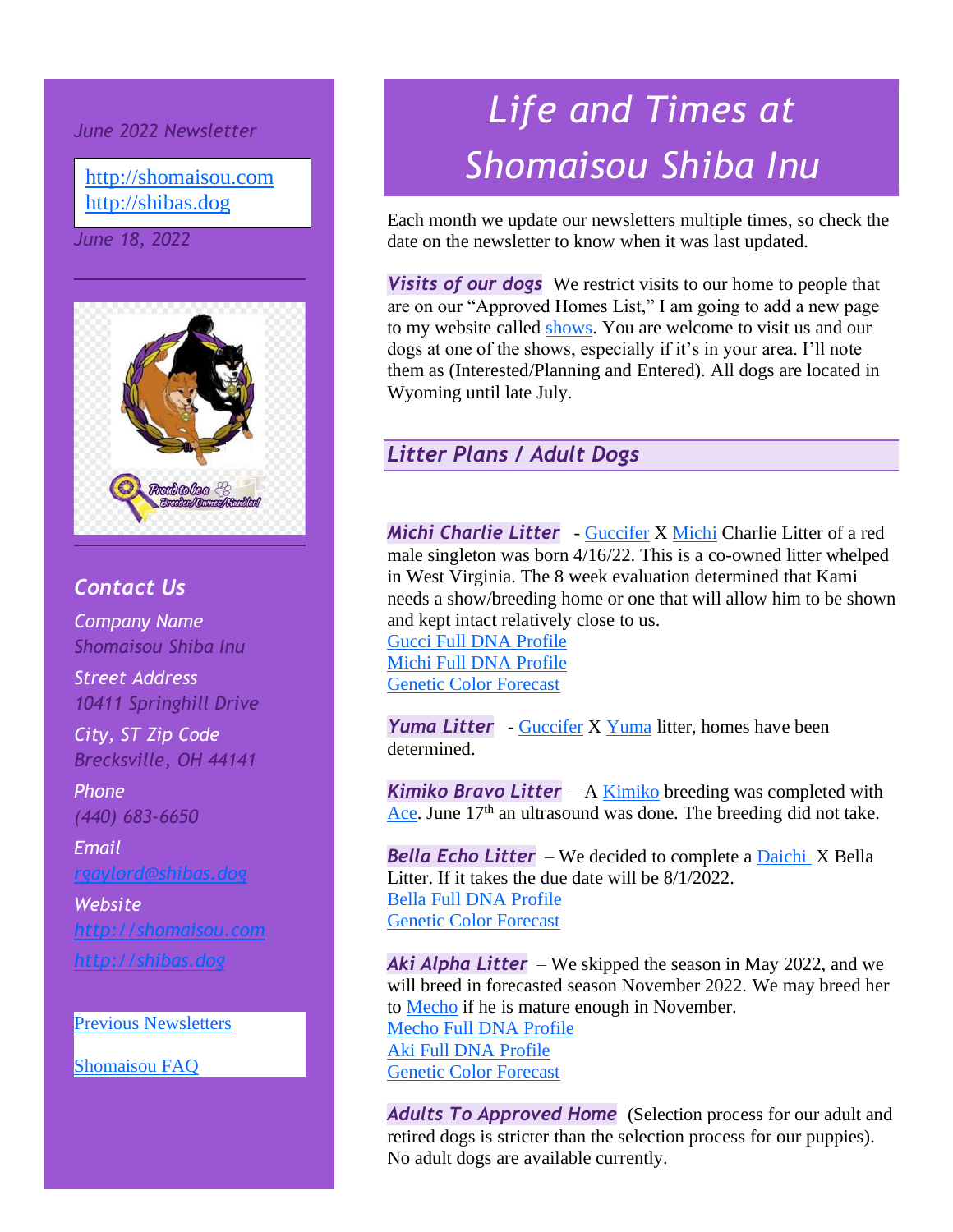# Life and Times at Shomaisou Shiba Inu

*June 2022 Newsletter*

http://shomaisou.com
http://shibas.dog

*June 18, 2022*

## Contact Us

*Company Name*
*Shomaisou Shiba Inu*

*Street Address*
*10411 Springhill Drive*

*City, ST Zip Code*
*Breckville, OH 44141*

*Phone*
*(440) 683-6650*

*Email*
*rgaylord@shibas.dog*

*Website*
*http://shomaisou.com*
*http://shibas.dog*

Previous Newsletters

Shomaisou FAQ

Each month we update our newsletters multiple times, so check the date on the newsletter to know when it was last updated.

***Visits of our dogs*** We restrict visits to our home to people that are on our "Approved Homes List," I am going to add a new page to my website called shows. You are welcome to visit us and our dogs at one of the shows, especially if it's in your area. I'll note them as (Interested/Planning and Entered). All dogs are located in Wyoming until late July.

## *Litter Plans / Adult Dogs*

***Michi Charlie Litter*** - Guccifer X Michi Charlie Litter of a red male singleton was born 4/16/22. This is a co-owned litter whelped in West Virginia. The 8 week evaluation determined that Kami needs a show/breeding home or one that will allow him to be shown and kept intact relatively close to us.
Gucci Full DNA Profile
Michi Full DNA Profile
Genetic Color Forecast

***Yuma Litter*** - Guccifer X Yuma litter, homes have been determined.

***Kimiko Bravo Litter*** – A Kimiko breeding was completed with Ace. June 17th an ultrasound was done. The breeding did not take.

***Bella Echo Litter*** – We decided to complete a Daichi X Bella Litter. If it takes the due date will be 8/1/2022.
Bella Full DNA Profile
Genetic Color Forecast

***Aki Alpha Litter*** – We skipped the season in May 2022, and we will breed in forecasted season November 2022. We may breed her to Mecho if he is mature enough in November.
Mecho Full DNA Profile
Aki Full DNA Profile
Genetic Color Forecast

***Adults To Approved Home*** (Selection process for our adult and retired dogs is stricter than the selection process for our puppies). No adult dogs are available currently.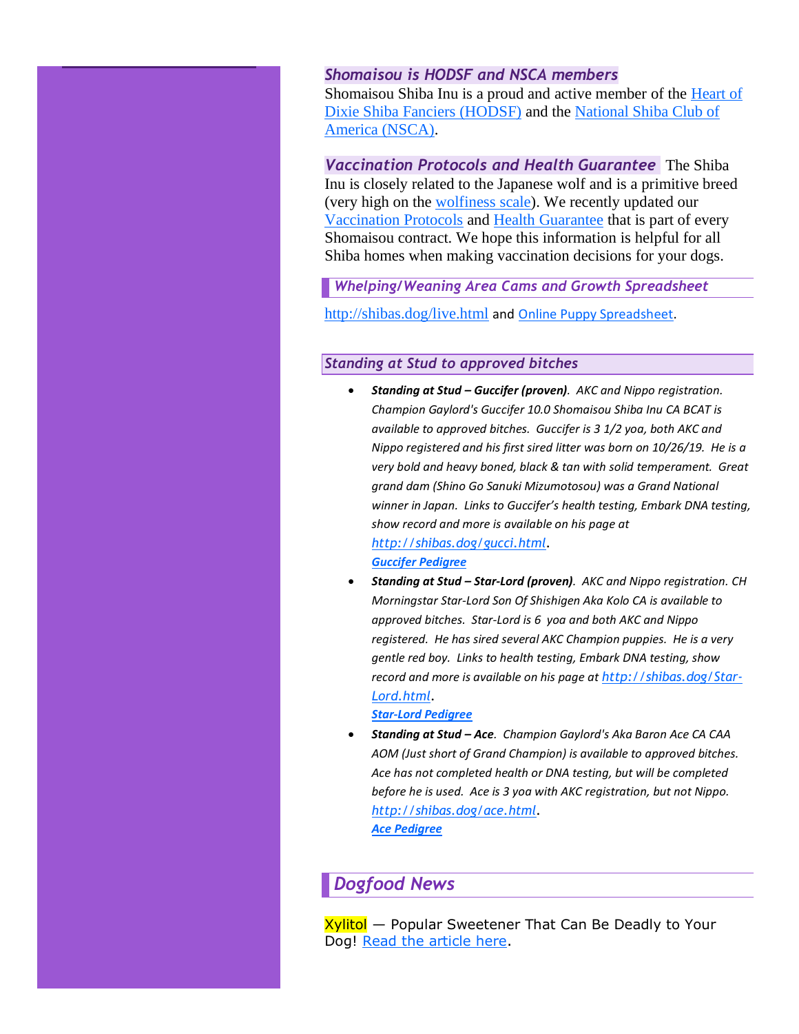### *Shomaisou is HODSF and NSCA members*

Shomaisou Shiba Inu is a proud and active member of the Heart of Dixie Shiba Fanciers (HODSF) and the National Shiba Club of America (NSCA).

***Vaccination Protocols and Health Guarantee*** The Shiba Inu is closely related to the Japanese wolf and is a primitive breed (very high on the wolfiness scale). We recently updated our Vaccination Protocols and Health Guarantee that is part of every Shomaisou contract. We hope this information is helpful for all Shiba homes when making vaccination decisions for your dogs.

### *Whelping/Weaning Area Cams and Growth Spreadsheet*

http://shibas.dog/live.html and Online Puppy Spreadsheet.

### *Standing at Stud to approved bitches*

- ***Standing at Stud – Guccifer (proven)****. AKC and Nippo registration. Champion Gaylord's Guccifer 10.0 Shomaisou Shiba Inu CA BCAT is available to approved bitches. Guccifer is 3 1/2 yoa, both AKC and Nippo registered and his first sired litter was born on 10/26/19. He is a very bold and heavy boned, black & tan with solid temperament. Great grand dam (Shino Go Sanuki Mizumotosou) was a Grand National winner in Japan. Links to Guccifer's health testing, Embark DNA testing, show record and more is available on his page at http://shibas.dog/gucci.html.*
  ***Guccifer Pedigree***
- ***Standing at Stud – Star-Lord (proven)****. AKC and Nippo registration. CH Morningstar Star-Lord Son Of Shishigen Aka Kolo CA is available to approved bitches. Star-Lord is 6 yoa and both AKC and Nippo registered. He has sired several AKC Champion puppies. He is a very gentle red boy. Links to health testing, Embark DNA testing, show record and more is available on his page at http://shibas.dog/Star-Lord.html.*
  ***Star-Lord Pedigree***
- ***Standing at Stud – Ace****. Champion Gaylord's Aka Baron Ace CA CAA AOM (Just short of Grand Champion) is available to approved bitches. Ace has not completed health or DNA testing, but will be completed before he is used. Ace is 3 yoa with AKC registration, but not Nippo. http://shibas.dog/ace.html.*
  ***Ace Pedigree***

## *Dogfood News*

Xylitol — Popular Sweetener That Can Be Deadly to Your Dog! Read the article here.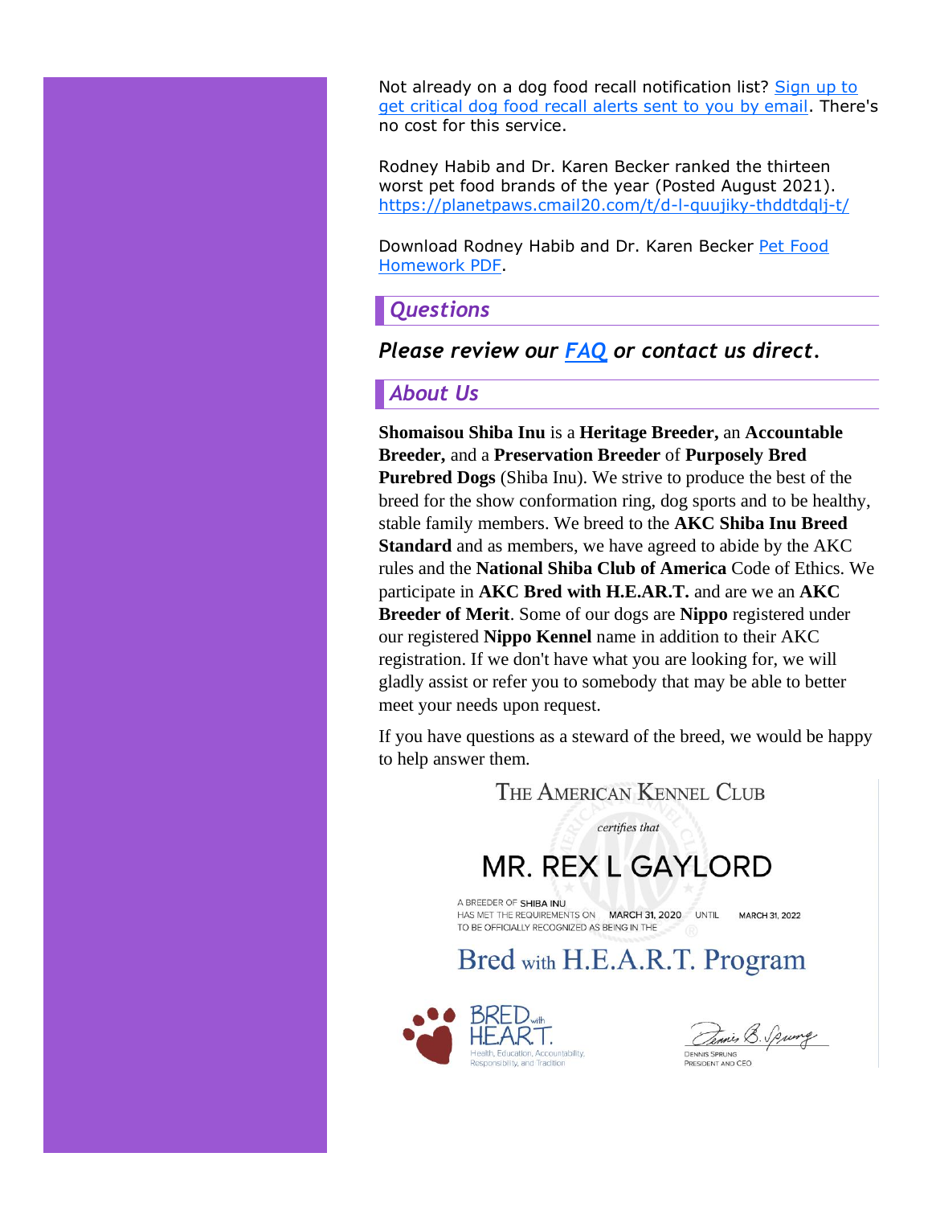Not already on a dog food recall notification list? [Sign up to get critical dog food recall alerts sent to you by email](). There's no cost for this service.

Rodney Habib and Dr. Karen Becker ranked the thirteen worst pet food brands of the year (Posted August 2021). https://planetpaws.cmail20.com/t/d-l-quujiky-thddtdqlj-t/

Download Rodney Habib and Dr. Karen Becker [Pet Food Homework PDF]().

## *Questions*

***Please review our [FAQ]() or contact us direct.***

## *About Us*

**Shomaisou Shiba Inu** is a **Heritage Breeder,** an **Accountable Breeder,** and a **Preservation Breeder** of **Purposely Bred Purebred Dogs** (Shiba Inu). We strive to produce the best of the breed for the show conformation ring, dog sports and to be healthy, stable family members. We breed to the **AKC Shiba Inu Breed Standard** and as members, we have agreed to abide by the AKC rules and the **National Shiba Club of America** Code of Ethics. We participate in **AKC Bred with H.E.AR.T.** and are we an **AKC Breeder of Merit**. Some of our dogs are **Nippo** registered under our registered **Nippo Kennel** name in addition to their AKC registration. If we don't have what you are looking for, we will gladly assist or refer you to somebody that may be able to better meet your needs upon request.

If you have questions as a steward of the breed, we would be happy to help answer them.

THE AMERICAN KENNEL CLUB

*certifies that*

MR. REX L GAYLORD

A BREEDER OF SHIBA INU
HAS MET THE REQUIREMENTS ON MARCH 31, 2020 UNTIL MARCH 31, 2022
TO BE OFFICIALLY RECOGNIZED AS BEING IN THE

Bred with H.E.A.R.T. Program

BRED with H.E.A.R.T.
Health, Education, Accountability, Responsibility, and Tradition

DENNIS SPRUNG
PRESIDENT AND CEO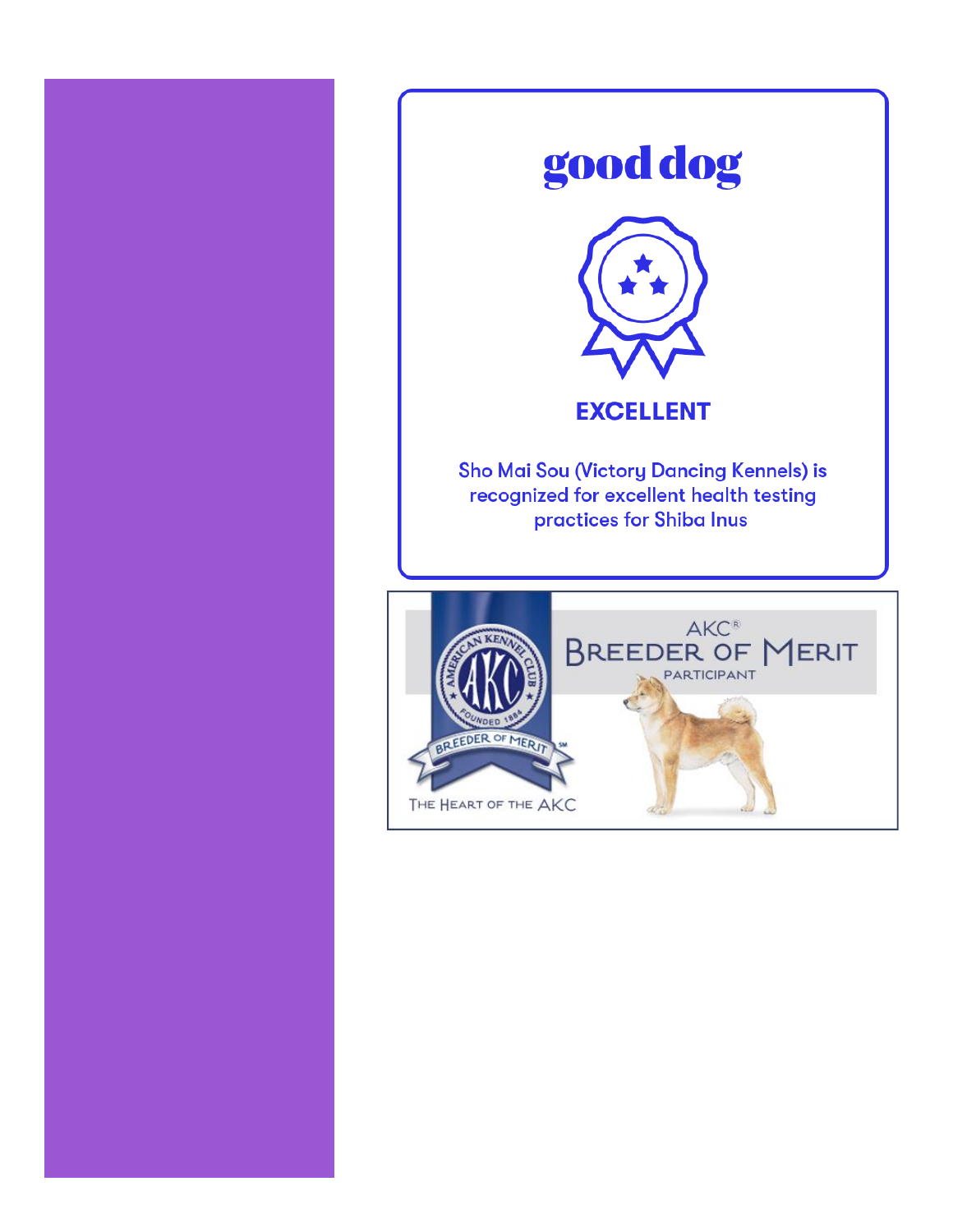# good dog

**EXCELLENT**

Sho Mai Sou (Victory Dancing Kennels) is recognized for excellent health testing practices for Shiba Inus

AKC® BREEDER OF MERIT PARTICIPANT

AMERICAN KENNEL CLUB AKC FOUNDED 1884

BREEDER OF MERIT℠

THE HEART OF THE AKC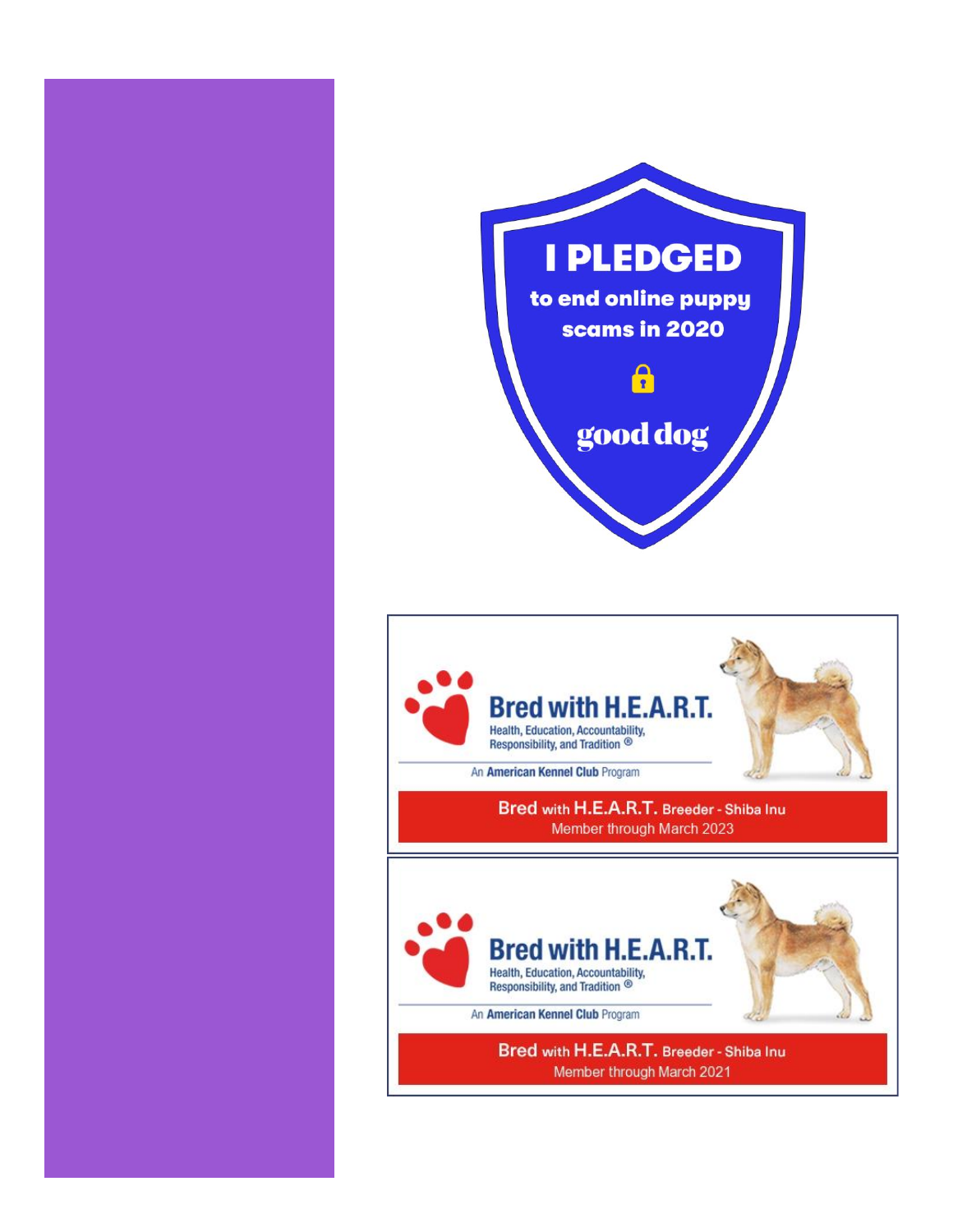I PLEDGED

to end online puppy scams in 2020

good dog

Bred with H.E.A.R.T.

Health, Education, Accountability, Responsibility, and Tradition ®

An American Kennel Club Program

Bred with H.E.A.R.T. Breeder - Shiba Inu

Member through March 2023

Bred with H.E.A.R.T.

Health, Education, Accountability, Responsibility, and Tradition ®

An American Kennel Club Program

Bred with H.E.A.R.T. Breeder - Shiba Inu

Member through March 2021